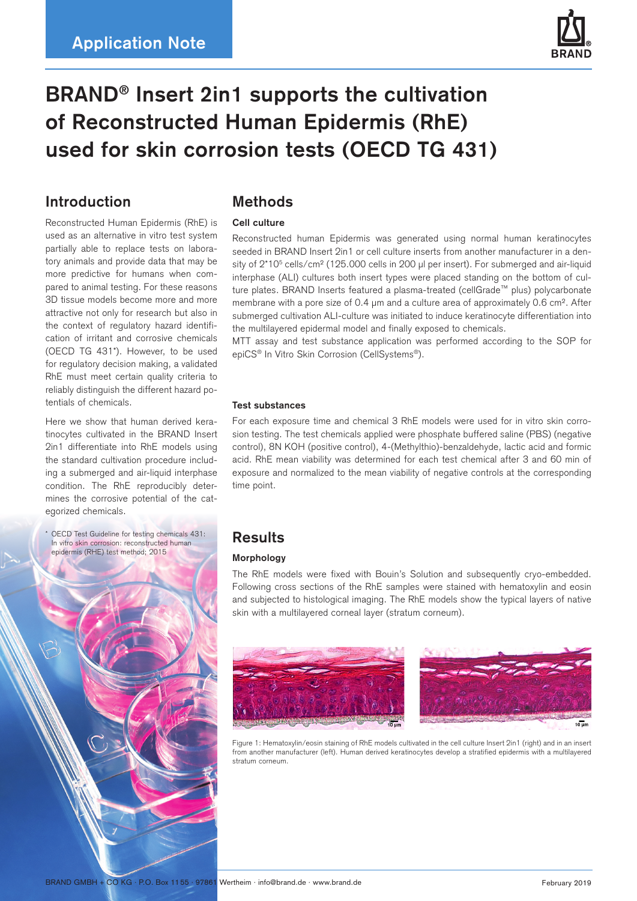Application Note

# BRAND® Insert 2in1 supports the cultivation of Reconstructed Human Epidermis (RhE) used for skin corrosion tests (OECD TG 431)

## Introduction

Reconstructed Human Epidermis (RhE) is used as an alternative in vitro test system partially able to replace tests on laboratory animals and provide data that may be more predictive for humans when compared to animal testing. For these reasons 3D tissue models become more and more attractive not only for research but also in the context of regulatory hazard identification of irritant and corrosive chemicals (OECD TG 431*). However, to be used for regulatory decision making, a validated RhE must meet certain quality criteria to reliably distinguish the different hazard potentials of chemicals.

Here we show that human derived keratinocytes cultivated in the BRAND Insert 2in1 differentiate into RhE models using the standard cultivation procedure including a submerged and air-liquid interphase condition. The RhE reproducibly determines the corrosive potential of the categorized chemicals.

* OECD Test Guideline for testing chemicals 431: In vitro skin corrosion: reconstructed human epidermis (RHE) test method; 2015

## Methods

### Cell culture

Reconstructed human Epidermis was generated using normal human keratinocytes seeded in BRAND Insert 2in1 or cell culture inserts from another manufacturer in a density of $2*10^5$ cells/cm² (125.000 cells in 200 µl per insert). For submerged and air-liquid interphase (ALI) cultures both insert types were placed standing on the bottom of culture plates. BRAND Inserts featured a plasma-treated (cellGrade™ plus) polycarbonate membrane with a pore size of 0.4 µm and a culture area of approximately 0.6 cm². After submerged cultivation ALI-culture was initiated to induce keratinocyte differentiation into the multilayered epidermal model and finally exposed to chemicals.

MTT assay and test substance application was performed according to the SOP for epiCS® In Vitro Skin Corrosion (CellSystems®).

### Test substances

For each exposure time and chemical 3 RhE models were used for in vitro skin corrosion testing. The test chemicals applied were phosphate buffered saline (PBS) (negative control), 8N KOH (positive control), 4-(Methylthio)-benzaldehyde, lactic acid and formic acid. RhE mean viability was determined for each test chemical after 3 and 60 min of exposure and normalized to the mean viability of negative controls at the corresponding time point.

## Results

### Morphology

The RhE models were fixed with Bouin's Solution and subsequently cryo-embedded. Following cross sections of the RhE samples were stained with hematoxylin and eosin and subjected to histological imaging. The RhE models show the typical layers of native skin with a multilayered corneal layer (stratum corneum).

Figure 1: Hematoxylin/eosin staining of RhE models cultivated in the cell culture Insert 2in1 (right) and in an insert from another manufacturer (left). Human derived keratinocytes develop a stratified epidermis with a multilayered stratum corneum.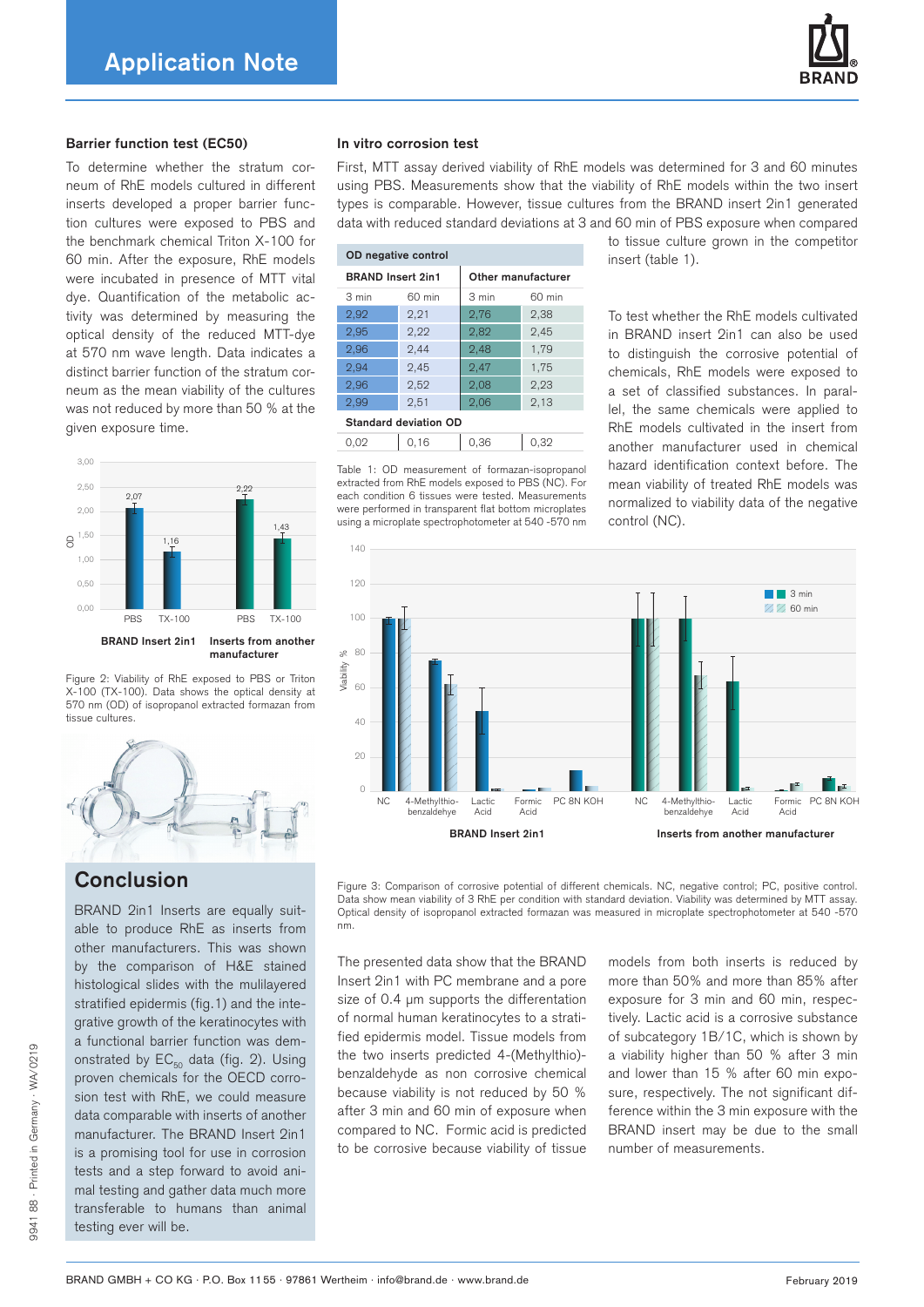## Barrier function test (EC50)

To determine whether the stratum corneum of RhE models cultured in different inserts developed a proper barrier function cultures were exposed to PBS and the benchmark chemical Triton X-100 for 60 min. After the exposure, RhE models were incubated in presence of MTT vital dye. Quantification of the metabolic activity was determined by measuring the optical density of the reduced MTT-dye at 570 nm wave length. Data indicates a distinct barrier function of the stratum corneum as the mean viability of the cultures was not reduced by more than 50 % at the given exposure time.

3,00
2,50
2,00
1,50
1,00
0,50
0,00
OD
2,07
1,16
2,22
1,43
PBS
TX-100
PBS
TX-100
BRAND Insert 2in1
Inserts from another manufacturer

Figure 2: Viability of RhE exposed to PBS or Triton X-100 (TX-100). Data shows the optical density at 570 nm (OD) of isopropanol extracted formazan from tissue cultures.

## Conclusion

BRAND 2in1 Inserts are equally suitable to produce RhE as inserts from other manufacturers. This was shown by the comparison of H&E stained histological slides with the mulilayered stratified epidermis (fig. 1) and the integrative growth of the keratinocytes with a functional barrier function was demonstrated by $EC_{50}$ data (fig. 2). Using proven chemicals for the OECD corrosion test with RhE, we could measure data comparable with inserts of another manufacturer. The BRAND Insert 2in1 is a promising tool for use in corrosion tests and a step forward to avoid animal testing and gather data much more transferable to humans than animal testing ever will be.

## In vitro corrosion test

First, MTT assay derived viability of RhE models was determined for 3 and 60 minutes using PBS. Measurements show that the viability of RhE models within the two insert types is comparable. However, tissue cultures from the BRAND insert 2in1 generated data with reduced standard deviations at 3 and 60 min of PBS exposure when compared to tissue culture grown in the competitor insert (table 1).

| OD negative control | | | |
|---|---|---|---|
| **BRAND Insert 2in1** | | **Other manufacturer** | |
| 3 min | 60 min | 3 min | 60 min |
| 2,92 | 2,21 | 2,76 | 2,38 |
| 2,95 | 2,22 | 2,82 | 2,45 |
| 2,96 | 2,44 | 2,48 | 1,79 |
| 2,94 | 2,45 | 2,47 | 1,75 |
| 2,96 | 2,52 | 2,08 | 2,23 |
| 2,99 | 2,51 | 2,06 | 2,13 |
| **Standard deviation OD** | | | |
| 0,02 | 0,16 | 0,36 | 0,32 |

Table 1: OD measurement of formazan-isopropanol extracted from RhE models exposed to PBS (NC). For each condition 6 tissues were tested. Measurements were performed in transparent flat bottom microplates using a microplate spectrophotometer at 540 -570 nm

To test whether the RhE models cultivated in BRAND insert 2in1 can also be used to distinguish the corrosive potential of chemicals, RhE models were exposed to a set of classified substances. In parallel, the same chemicals were applied to RhE models cultivated in the insert from another manufacturer used in chemical hazard identification context before. The mean viability of treated RhE models was normalized to viability data of the negative control (NC).

140
120
100
80
60
40
20
0
Viability %
3 min
60 min
NC
4-Methylthio-benzaldehye
Lactic Acid
Formic Acid
PC 8N KOH
NC
4-Methylthio-benzaldehye
Lactic Acid
Formic Acid
PC 8N KOH
BRAND Insert 2in1
Inserts from another manufacturer

Figure 3: Comparison of corrosive potential of different chemicals. NC, negative control; PC, positive control. Data show mean viability of 3 RhE per condition with standard deviation. Viability was determined by MTT assay. Optical density of isopropanol extracted formazan was measured in microplate spectrophotometer at 540 -570 nm.

The presented data show that the BRAND Insert 2in1 with PC membrane and a pore size of 0.4 µm supports the differentation of normal human keratinocytes to a stratified epidermis model. Tissue models from the two inserts predicted 4-(Methylthio)-benzaldehyde as non corrosive chemical because viability is not reduced by 50 % after 3 min and 60 min of exposure when compared to NC. Formic acid is predicted to be corrosive because viability of tissue models from both inserts is reduced by more than 50% and more than 85% after exposure for 3 min and 60 min, respectively. Lactic acid is a corrosive substance of subcategory 1B/1C, which is shown by a viability higher than 50 % after 3 min and lower than 15 % after 60 min exposure, respectively. The not significant difference within the 3 min exposure with the BRAND insert may be due to the small number of measurements.

9941 88 · Printed in Germany · WA/0219

BRAND GMBH + CO KG · P.O. Box 11 55 · 97861 Wertheim · info@brand.de · www.brand.de

February 2019